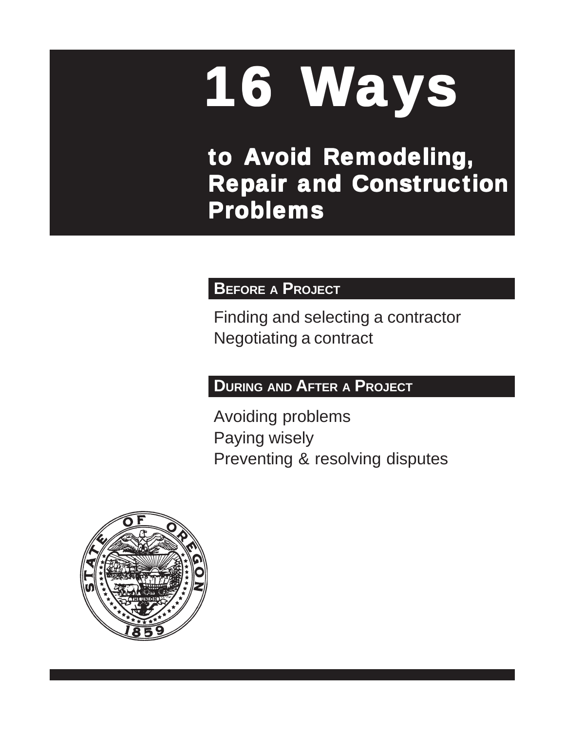# 16 Ways

## to Avoid Remodeling, Repair and Construction Problems

### BEFORE A PROJECT

Finding and selecting a contractor
Negotiating a contract

### DURING AND AFTER A PROJECT

Avoiding problems
Paying wisely
Preventing & resolving disputes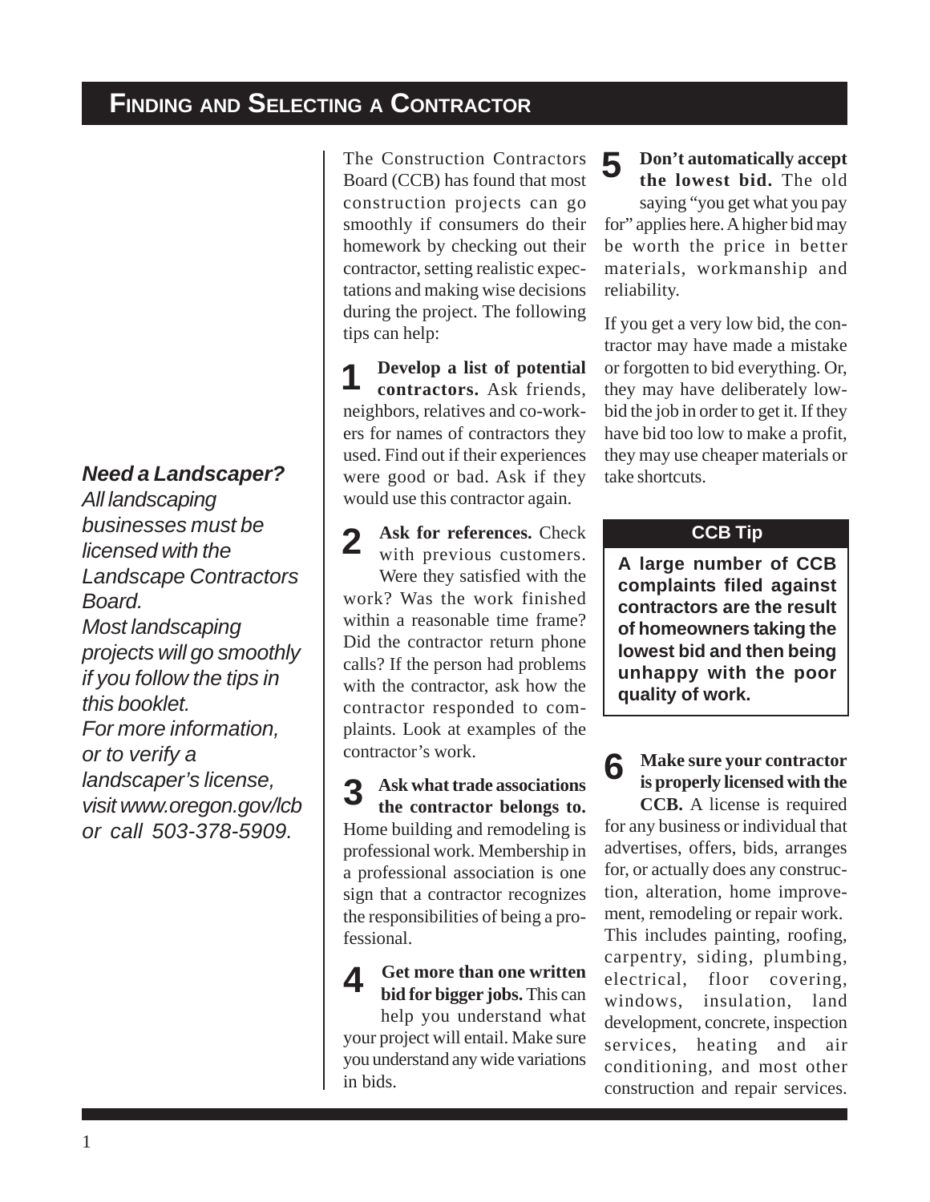## Finding and Selecting a Contractor

***Need a Landscaper?***

*All landscaping businesses must be licensed with the Landscape Contractors Board.*

*Most landscaping projects will go smoothly if you follow the tips in this booklet.*

*For more information, or to verify a landscaper's license, visit www.oregon.gov/lcb or call 503-378-5909.*

The Construction Contractors Board (CCB) has found that most construction projects can go smoothly if consumers do their homework by checking out their contractor, setting realistic expectations and making wise decisions during the project. The following tips can help:

**1 Develop a list of potential contractors.** Ask friends, neighbors, relatives and co-workers for names of contractors they used. Find out if their experiences were good or bad. Ask if they would use this contractor again.

**2 Ask for references.** Check with previous customers. Were they satisfied with the work? Was the work finished within a reasonable time frame? Did the contractor return phone calls? If the person had problems with the contractor, ask how the contractor responded to complaints. Look at examples of the contractor's work.

**3 Ask what trade associations the contractor belongs to.** Home building and remodeling is professional work. Membership in a professional association is one sign that a contractor recognizes the responsibilities of being a professional.

**4 Get more than one written bid for bigger jobs.** This can help you understand what your project will entail. Make sure you understand any wide variations in bids.

**5 Don't automatically accept the lowest bid.** The old saying "you get what you pay for" applies here. A higher bid may be worth the price in better materials, workmanship and reliability.

If you get a very low bid, the contractor may have made a mistake or forgotten to bid everything. Or, they may have deliberately low-bid the job in order to get it. If they have bid too low to make a profit, they may use cheaper materials or take shortcuts.

> **CCB Tip**
>
> **A large number of CCB complaints filed against contractors are the result of homeowners taking the lowest bid and then being unhappy with the poor quality of work.**

**6 Make sure your contractor is properly licensed with the CCB.** A license is required for any business or individual that advertises, offers, bids, arranges for, or actually does any construction, alteration, home improvement, remodeling or repair work. This includes painting, roofing, carpentry, siding, plumbing, electrical, floor covering, windows, insulation, land development, concrete, inspection services, heating and air conditioning, and most other construction and repair services.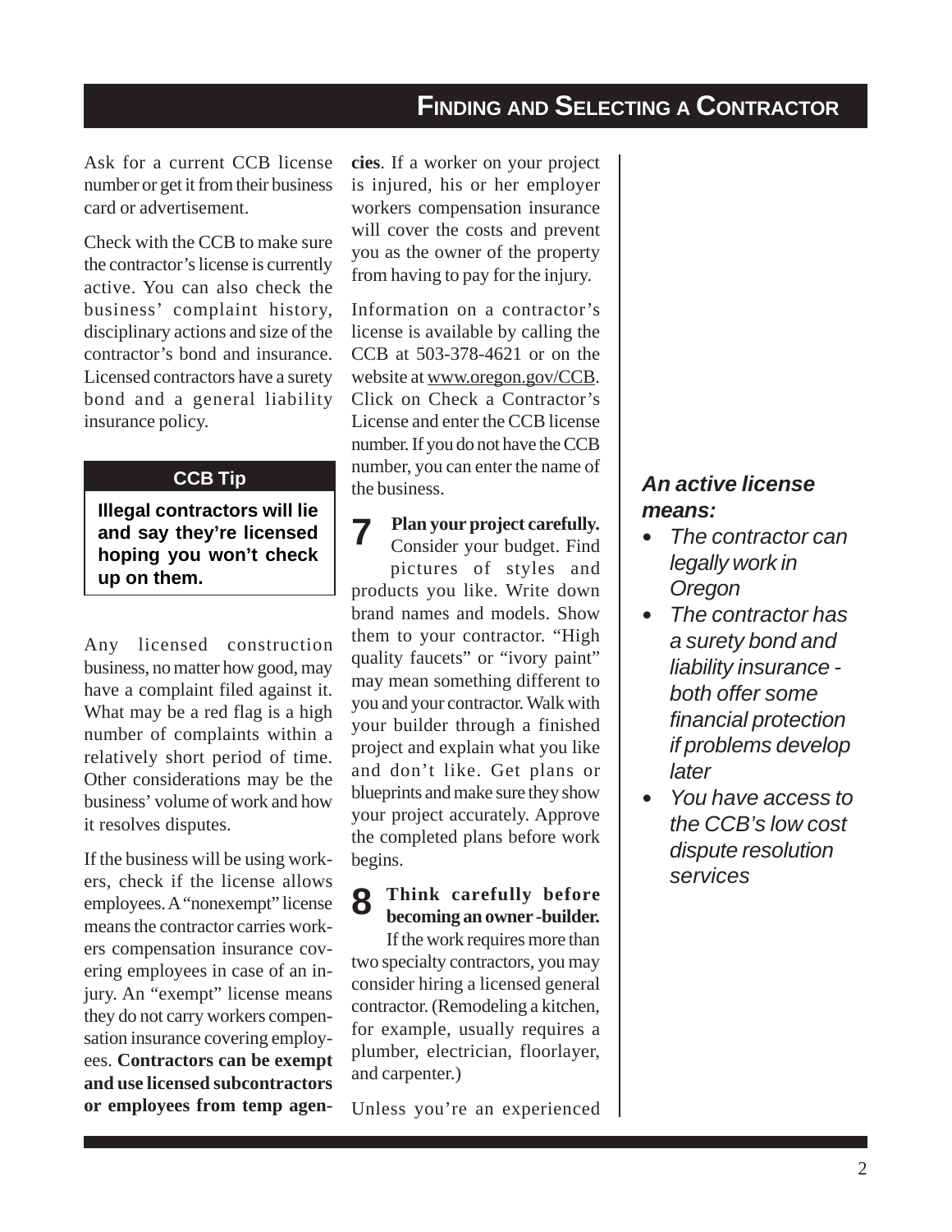Ask for a current CCB license number or get it from their business card or advertisement.

Check with the CCB to make sure the contractor's license is currently active. You can also check the business' complaint history, disciplinary actions and size of the contractor's bond and insurance. Licensed contractors have a surety bond and a general liability insurance policy.

**CCB Tip**

**Illegal contractors will lie and say they're licensed hoping you won't check up on them.**

Any licensed construction business, no matter how good, may have a complaint filed against it. What may be a red flag is a high number of complaints within a relatively short period of time. Other considerations may be the business' volume of work and how it resolves disputes.

If the business will be using workers, check if the license allows employees. A "nonexempt" license means the contractor carries workers compensation insurance covering employees in case of an injury. An "exempt" license means they do not carry workers compensation insurance covering employees. **Contractors can be exempt and use licensed subcontractors or employees from temp agencies**. If a worker on your project is injured, his or her employer workers compensation insurance will cover the costs and prevent you as the owner of the property from having to pay for the injury.

Information on a contractor's license is available by calling the CCB at 503-378-4621 or on the website at www.oregon.gov/CCB. Click on Check a Contractor's License and enter the CCB license number. If you do not have the CCB number, you can enter the name of the business.

**7 Plan your project carefully.** Consider your budget. Find pictures of styles and products you like. Write down brand names and models. Show them to your contractor. "High quality faucets" or "ivory paint" may mean something different to you and your contractor. Walk with your builder through a finished project and explain what you like and don't like. Get plans or blueprints and make sure they show your project accurately. Approve the completed plans before work begins.

**8 Think carefully before becoming an owner -builder.** If the work requires more than two specialty contractors, you may consider hiring a licensed general contractor. (Remodeling a kitchen, for example, usually requires a plumber, electrician, floorlayer, and carpenter.)

Unless you're an experienced

***An active license means:***

- *The contractor can legally work in Oregon*
- *The contractor has a surety bond and liability insurance - both offer some financial protection if problems develop later*
- *You have access to the CCB's low cost dispute resolution services*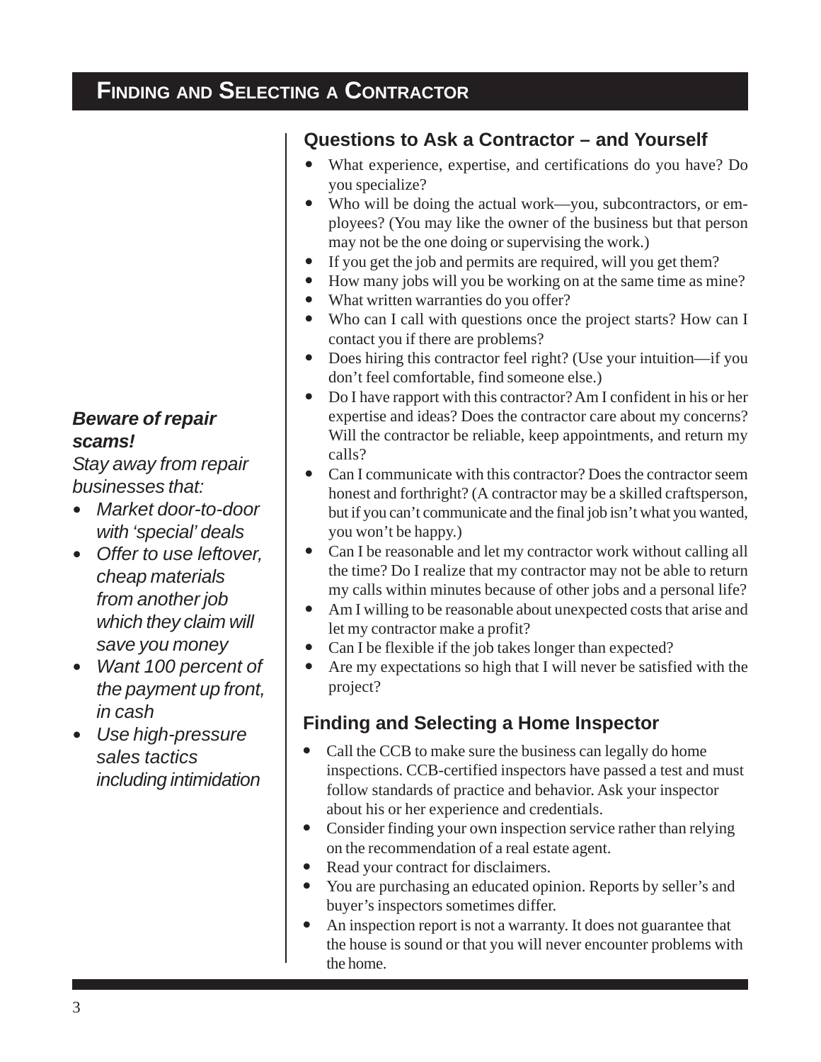# Finding and Selecting a Contractor

## Questions to Ask a Contractor – and Yourself

- What experience, expertise, and certifications do you have? Do you specialize?
- Who will be doing the actual work—you, subcontractors, or employees? (You may like the owner of the business but that person may not be the one doing or supervising the work.)
- If you get the job and permits are required, will you get them?
- How many jobs will you be working on at the same time as mine?
- What written warranties do you offer?
- Who can I call with questions once the project starts? How can I contact you if there are problems?
- Does hiring this contractor feel right? (Use your intuition—if you don't feel comfortable, find someone else.)
- Do I have rapport with this contractor? Am I confident in his or her expertise and ideas? Does the contractor care about my concerns? Will the contractor be reliable, keep appointments, and return my calls?
- Can I communicate with this contractor? Does the contractor seem honest and forthright? (A contractor may be a skilled craftsperson, but if you can't communicate and the final job isn't what you wanted, you won't be happy.)
- Can I be reasonable and let my contractor work without calling all the time? Do I realize that my contractor may not be able to return my calls within minutes because of other jobs and a personal life?
- Am I willing to be reasonable about unexpected costs that arise and let my contractor make a profit?
- Can I be flexible if the job takes longer than expected?
- Are my expectations so high that I will never be satisfied with the project?

***Beware of repair scams!***

*Stay away from repair businesses that:*

- *Market door-to-door with 'special' deals*
- *Offer to use leftover, cheap materials from another job which they claim will save you money*
- *Want 100 percent of the payment up front, in cash*
- *Use high-pressure sales tactics including intimidation*

## Finding and Selecting a Home Inspector

- Call the CCB to make sure the business can legally do home inspections. CCB-certified inspectors have passed a test and must follow standards of practice and behavior. Ask your inspector about his or her experience and credentials.
- Consider finding your own inspection service rather than relying on the recommendation of a real estate agent.
- Read your contract for disclaimers.
- You are purchasing an educated opinion. Reports by seller's and buyer's inspectors sometimes differ.
- An inspection report is not a warranty. It does not guarantee that the house is sound or that you will never encounter problems with the home.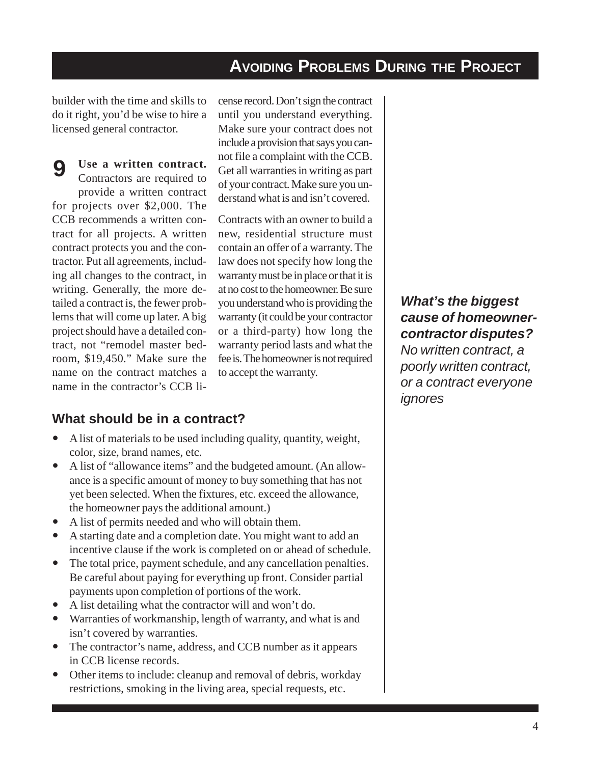## Avoiding Problems During the Project

builder with the time and skills to do it right, you'd be wise to hire a licensed general contractor.

**9 Use a written contract.** Contractors are required to provide a written contract for projects over $2,000. The CCB recommends a written contract for all projects. A written contract protects you and the contractor. Put all agreements, including all changes to the contract, in writing. Generally, the more detailed a contract is, the fewer problems that will come up later. A big project should have a detailed contract, not "remodel master bedroom, $19,450." Make sure the name on the contract matches a name in the contractor's CCB license record. Don't sign the contract until you understand everything. Make sure your contract does not include a provision that says you cannot file a complaint with the CCB. Get all warranties in writing as part of your contract. Make sure you understand what is and isn't covered.

Contracts with an owner to build a new, residential structure must contain an offer of a warranty. The law does not specify how long the warranty must be in place or that it is at no cost to the homeowner. Be sure you understand who is providing the warranty (it could be your contractor or a third-party) how long the warranty period lasts and what the fee is. The homeowner is not required to accept the warranty.

***What's the biggest cause of homeowner-contractor disputes?***
*No written contract, a poorly written contract, or a contract everyone ignores*

### What should be in a contract?

- A list of materials to be used including quality, quantity, weight, color, size, brand names, etc.
- A list of "allowance items" and the budgeted amount. (An allowance is a specific amount of money to buy something that has not yet been selected. When the fixtures, etc. exceed the allowance, the homeowner pays the additional amount.)
- A list of permits needed and who will obtain them.
- A starting date and a completion date. You might want to add an incentive clause if the work is completed on or ahead of schedule.
- The total price, payment schedule, and any cancellation penalties. Be careful about paying for everything up front. Consider partial payments upon completion of portions of the work.
- A list detailing what the contractor will and won't do.
- Warranties of workmanship, length of warranty, and what is and isn't covered by warranties.
- The contractor's name, address, and CCB number as it appears in CCB license records.
- Other items to include: cleanup and removal of debris, workday restrictions, smoking in the living area, special requests, etc.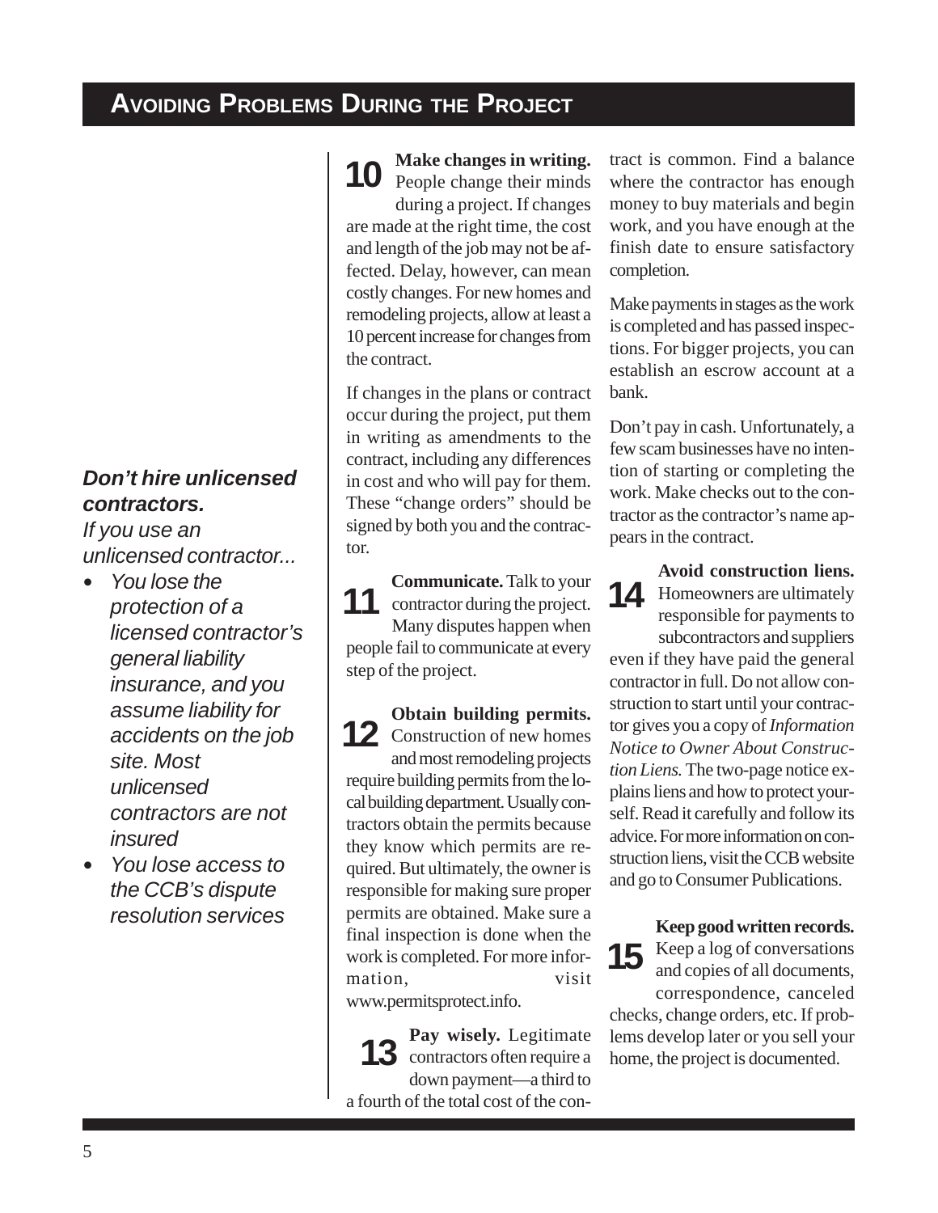## Avoiding Problems During the Project

***Don't hire unlicensed contractors.***

*If you use an unlicensed contractor...*

- *You lose the protection of a licensed contractor's general liability insurance, and you assume liability for accidents on the job site. Most unlicensed contractors are not insured*
- *You lose access to the CCB's dispute resolution services*

**10 Make changes in writing.** People change their minds during a project. If changes are made at the right time, the cost and length of the job may not be affected. Delay, however, can mean costly changes. For new homes and remodeling projects, allow at least a 10 percent increase for changes from the contract.

If changes in the plans or contract occur during the project, put them in writing as amendments to the contract, including any differences in cost and who will pay for them. These "change orders" should be signed by both you and the contractor.

**11 Communicate.** Talk to your contractor during the project. Many disputes happen when people fail to communicate at every step of the project.

**12 Obtain building permits.** Construction of new homes and most remodeling projects require building permits from the local building department. Usually contractors obtain the permits because they know which permits are required. But ultimately, the owner is responsible for making sure proper permits are obtained. Make sure a final inspection is done when the work is completed. For more information, visit www.permitsprotect.info.

**13 Pay wisely.** Legitimate contractors often require a down payment—a third to a fourth of the total cost of the contract is common. Find a balance where the contractor has enough money to buy materials and begin work, and you have enough at the finish date to ensure satisfactory completion.

Make payments in stages as the work is completed and has passed inspections. For bigger projects, you can establish an escrow account at a bank.

Don't pay in cash. Unfortunately, a few scam businesses have no intention of starting or completing the work. Make checks out to the contractor as the contractor's name appears in the contract.

**14 Avoid construction liens.** Homeowners are ultimately responsible for payments to subcontractors and suppliers even if they have paid the general contractor in full. Do not allow construction to start until your contractor gives you a copy of *Information Notice to Owner About Construction Liens.* The two-page notice explains liens and how to protect yourself. Read it carefully and follow its advice. For more information on construction liens, visit the CCB website and go to Consumer Publications.

**15 Keep good written records.** Keep a log of conversations and copies of all documents, correspondence, canceled checks, change orders, etc. If problems develop later or you sell your home, the project is documented.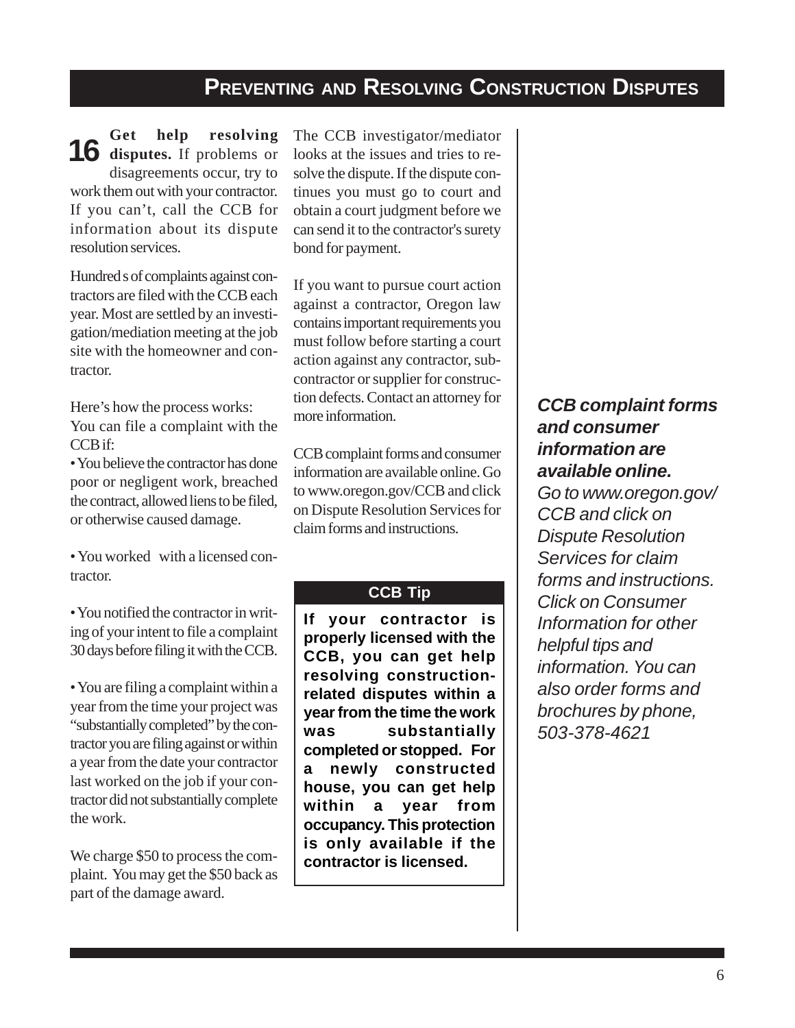## Preventing and Resolving Construction Disputes

**16 Get help resolving disputes.** If problems or disagreements occur, try to work them out with your contractor. If you can't, call the CCB for information about its dispute resolution services.

Hundreds of complaints against contractors are filed with the CCB each year. Most are settled by an investigation/mediation meeting at the job site with the homeowner and contractor.

Here's how the process works:

You can file a complaint with the CCB if:

- You believe the contractor has done poor or negligent work, breached the contract, allowed liens to be filed, or otherwise caused damage.
- You worked with a licensed contractor.
- You notified the contractor in writing of your intent to file a complaint 30 days before filing it with the CCB.
- You are filing a complaint within a year from the time your project was "substantially completed" by the contractor you are filing against or within a year from the date your contractor last worked on the job if your contractor did not substantially complete the work.

We charge $50 to process the complaint. You may get the $50 back as part of the damage award.

The CCB investigator/mediator looks at the issues and tries to resolve the dispute. If the dispute continues you must go to court and obtain a court judgment before we can send it to the contractor's surety bond for payment.

If you want to pursue court action against a contractor, Oregon law contains important requirements you must follow before starting a court action against any contractor, subcontractor or supplier for construction defects. Contact an attorney for more information.

CCB complaint forms and consumer information are available online. Go to www.oregon.gov/CCB and click on Dispute Resolution Services for claim forms and instructions.

**CCB Tip**

**If your contractor is properly licensed with the CCB, you can get help resolving construction-related disputes within a year from the time the work was substantially completed or stopped. For a newly constructed house, you can get help within a year from occupancy. This protection is only available if the contractor is licensed.**

***CCB complaint forms and consumer information are available online.***

*Go to www.oregon.gov/CCB and click on Dispute Resolution Services for claim forms and instructions. Click on Consumer Information for other helpful tips and information. You can also order forms and brochures by phone, 503-378-4621*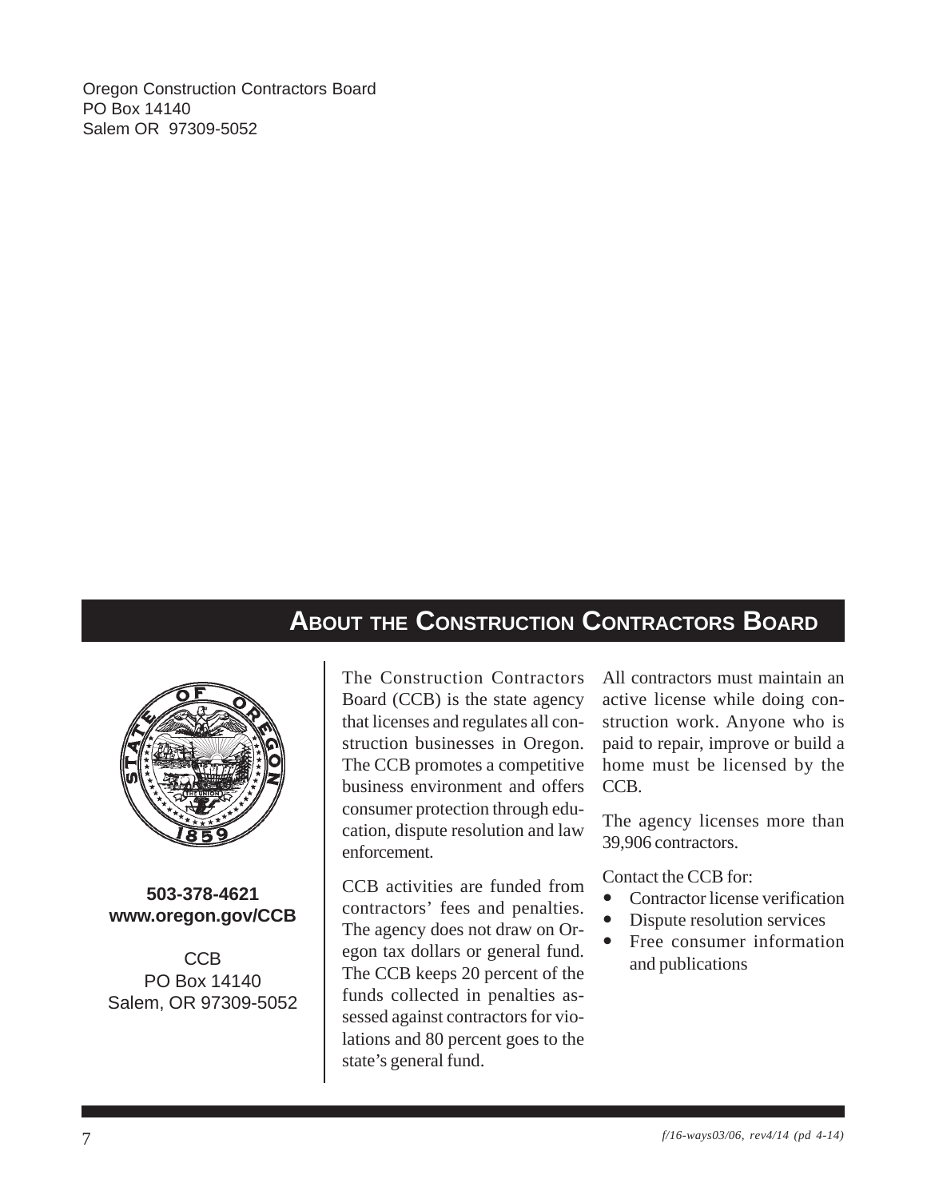Oregon Construction Contractors Board
PO Box 14140
Salem OR 97309-5052

## About the Construction Contractors Board

**503-378-4621**
**www.oregon.gov/CCB**

CCB
PO Box 14140
Salem, OR 97309-5052

The Construction Contractors Board (CCB) is the state agency that licenses and regulates all construction businesses in Oregon. The CCB promotes a competitive business environment and offers consumer protection through education, dispute resolution and law enforcement.

CCB activities are funded from contractors' fees and penalties. The agency does not draw on Oregon tax dollars or general fund. The CCB keeps 20 percent of the funds collected in penalties assessed against contractors for violations and 80 percent goes to the state's general fund.

All contractors must maintain an active license while doing construction work. Anyone who is paid to repair, improve or build a home must be licensed by the CCB.

The agency licenses more than 39,906 contractors.

Contact the CCB for:

- Contractor license verification
- Dispute resolution services
- Free consumer information and publications

*f/16-ways03/06, rev4/14 (pd 4-14)*